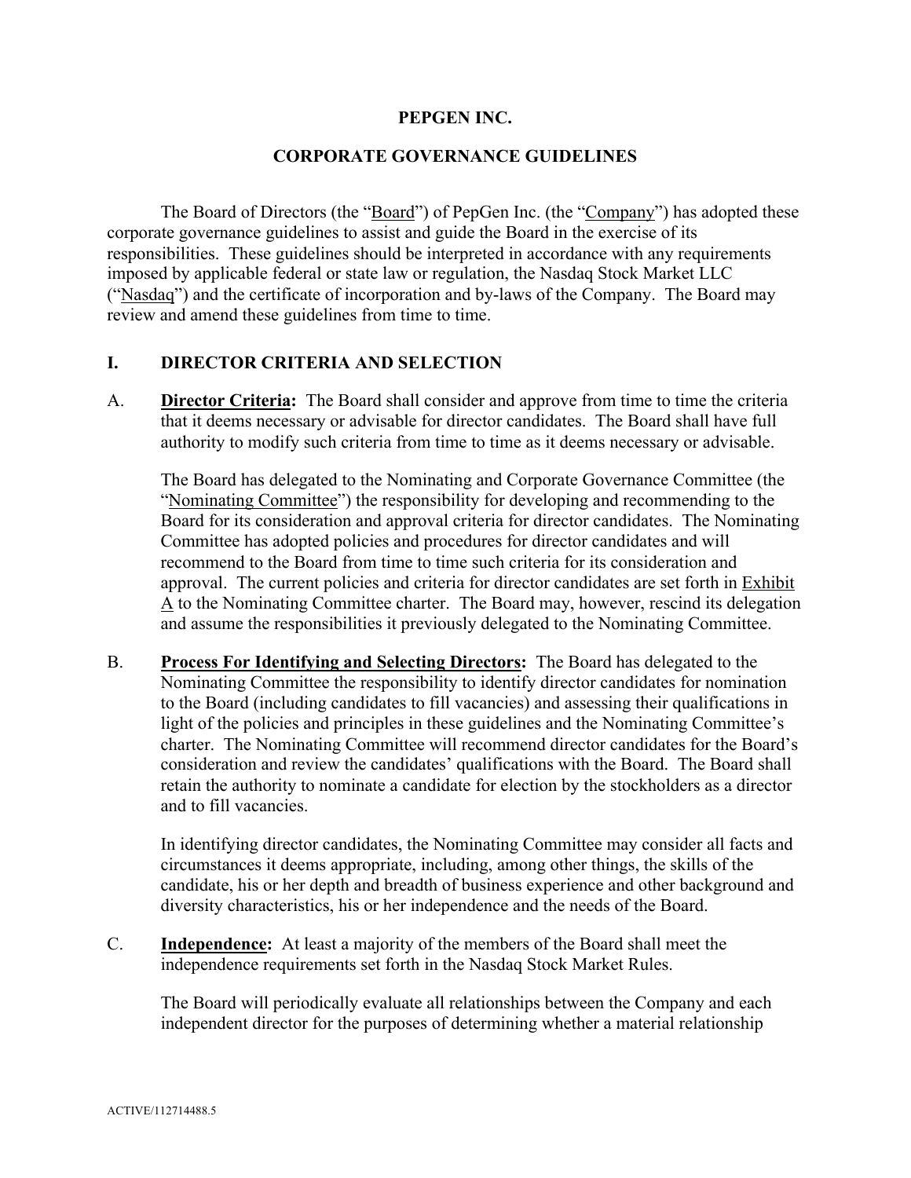# PEPGEN INC.

## CORPORATE GOVERNANCE GUIDELINES

The Board of Directors (the "Board") of PepGen Inc. (the "Company") has adopted these corporate governance guidelines to assist and guide the Board in the exercise of its responsibilities. These guidelines should be interpreted in accordance with any requirements imposed by applicable federal or state law or regulation, the Nasdaq Stock Market LLC ("Nasdaq") and the certificate of incorporation and by-laws of the Company. The Board may review and amend these guidelines from time to time.

### I. DIRECTOR CRITERIA AND SELECTION

A. **Director Criteria:** The Board shall consider and approve from time to time the criteria that it deems necessary or advisable for director candidates. The Board shall have full authority to modify such criteria from time to time as it deems necessary or advisable.

The Board has delegated to the Nominating and Corporate Governance Committee (the "Nominating Committee") the responsibility for developing and recommending to the Board for its consideration and approval criteria for director candidates. The Nominating Committee has adopted policies and procedures for director candidates and will recommend to the Board from time to time such criteria for its consideration and approval. The current policies and criteria for director candidates are set forth in Exhibit A to the Nominating Committee charter. The Board may, however, rescind its delegation and assume the responsibilities it previously delegated to the Nominating Committee.

B. **Process For Identifying and Selecting Directors:** The Board has delegated to the Nominating Committee the responsibility to identify director candidates for nomination to the Board (including candidates to fill vacancies) and assessing their qualifications in light of the policies and principles in these guidelines and the Nominating Committee's charter. The Nominating Committee will recommend director candidates for the Board's consideration and review the candidates' qualifications with the Board. The Board shall retain the authority to nominate a candidate for election by the stockholders as a director and to fill vacancies.

In identifying director candidates, the Nominating Committee may consider all facts and circumstances it deems appropriate, including, among other things, the skills of the candidate, his or her depth and breadth of business experience and other background and diversity characteristics, his or her independence and the needs of the Board.

C. **Independence:** At least a majority of the members of the Board shall meet the independence requirements set forth in the Nasdaq Stock Market Rules.

The Board will periodically evaluate all relationships between the Company and each independent director for the purposes of determining whether a material relationship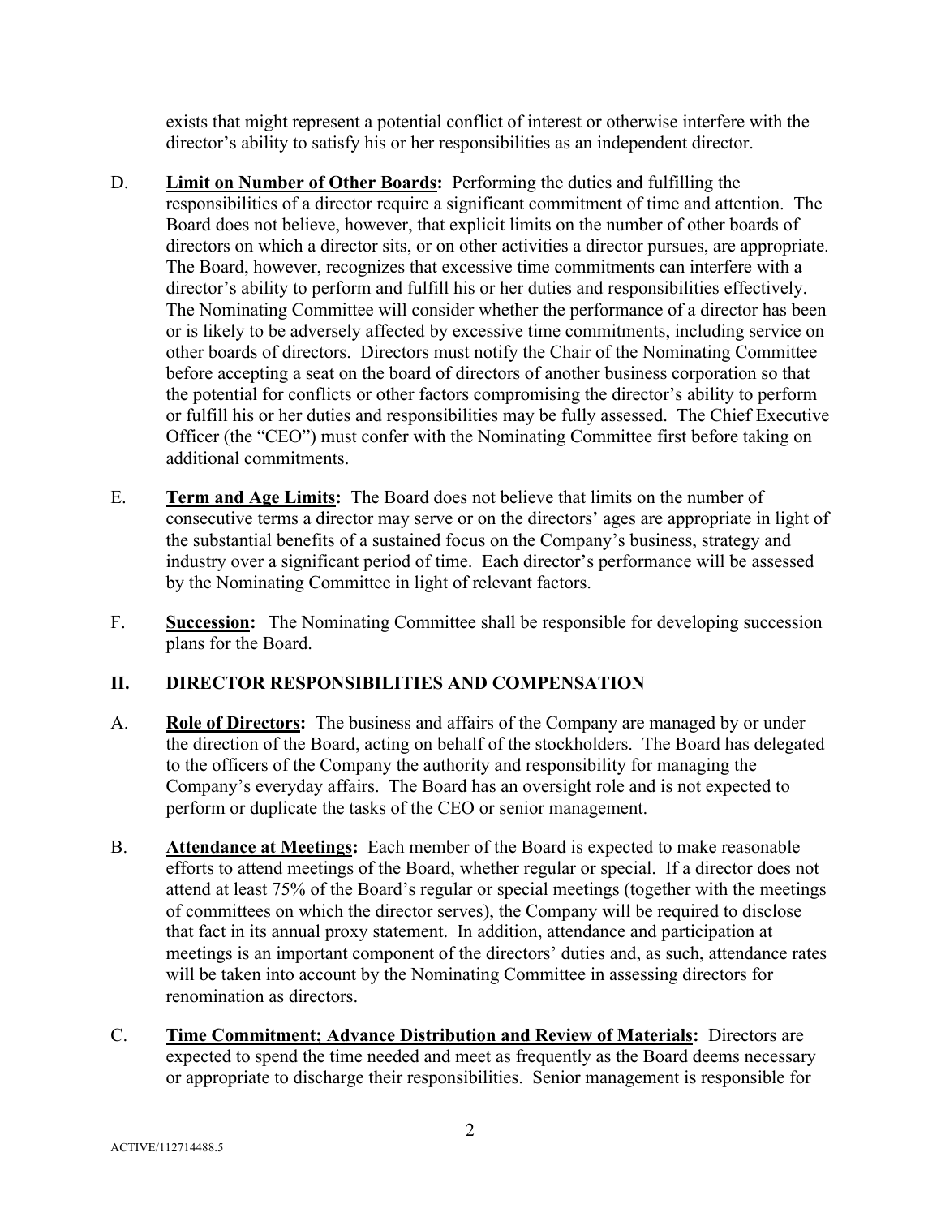exists that might represent a potential conflict of interest or otherwise interfere with the director's ability to satisfy his or her responsibilities as an independent director.

D. **<u>Limit on Number of Other Boards</u>:** Performing the duties and fulfilling the responsibilities of a director require a significant commitment of time and attention. The Board does not believe, however, that explicit limits on the number of other boards of directors on which a director sits, or on other activities a director pursues, are appropriate. The Board, however, recognizes that excessive time commitments can interfere with a director's ability to perform and fulfill his or her duties and responsibilities effectively. The Nominating Committee will consider whether the performance of a director has been or is likely to be adversely affected by excessive time commitments, including service on other boards of directors. Directors must notify the Chair of the Nominating Committee before accepting a seat on the board of directors of another business corporation so that the potential for conflicts or other factors compromising the director's ability to perform or fulfill his or her duties and responsibilities may be fully assessed. The Chief Executive Officer (the "CEO") must confer with the Nominating Committee first before taking on additional commitments.

E. **<u>Term and Age Limits</u>:** The Board does not believe that limits on the number of consecutive terms a director may serve or on the directors' ages are appropriate in light of the substantial benefits of a sustained focus on the Company's business, strategy and industry over a significant period of time. Each director's performance will be assessed by the Nominating Committee in light of relevant factors.

F. **<u>Succession</u>:** The Nominating Committee shall be responsible for developing succession plans for the Board.

## II. DIRECTOR RESPONSIBILITIES AND COMPENSATION

A. **<u>Role of Directors</u>:** The business and affairs of the Company are managed by or under the direction of the Board, acting on behalf of the stockholders. The Board has delegated to the officers of the Company the authority and responsibility for managing the Company's everyday affairs. The Board has an oversight role and is not expected to perform or duplicate the tasks of the CEO or senior management.

B. **<u>Attendance at Meetings</u>:** Each member of the Board is expected to make reasonable efforts to attend meetings of the Board, whether regular or special. If a director does not attend at least 75% of the Board's regular or special meetings (together with the meetings of committees on which the director serves), the Company will be required to disclose that fact in its annual proxy statement. In addition, attendance and participation at meetings is an important component of the directors' duties and, as such, attendance rates will be taken into account by the Nominating Committee in assessing directors for renomination as directors.

C. **<u>Time Commitment; Advance Distribution and Review of Materials</u>:** Directors are expected to spend the time needed and meet as frequently as the Board deems necessary or appropriate to discharge their responsibilities. Senior management is responsible for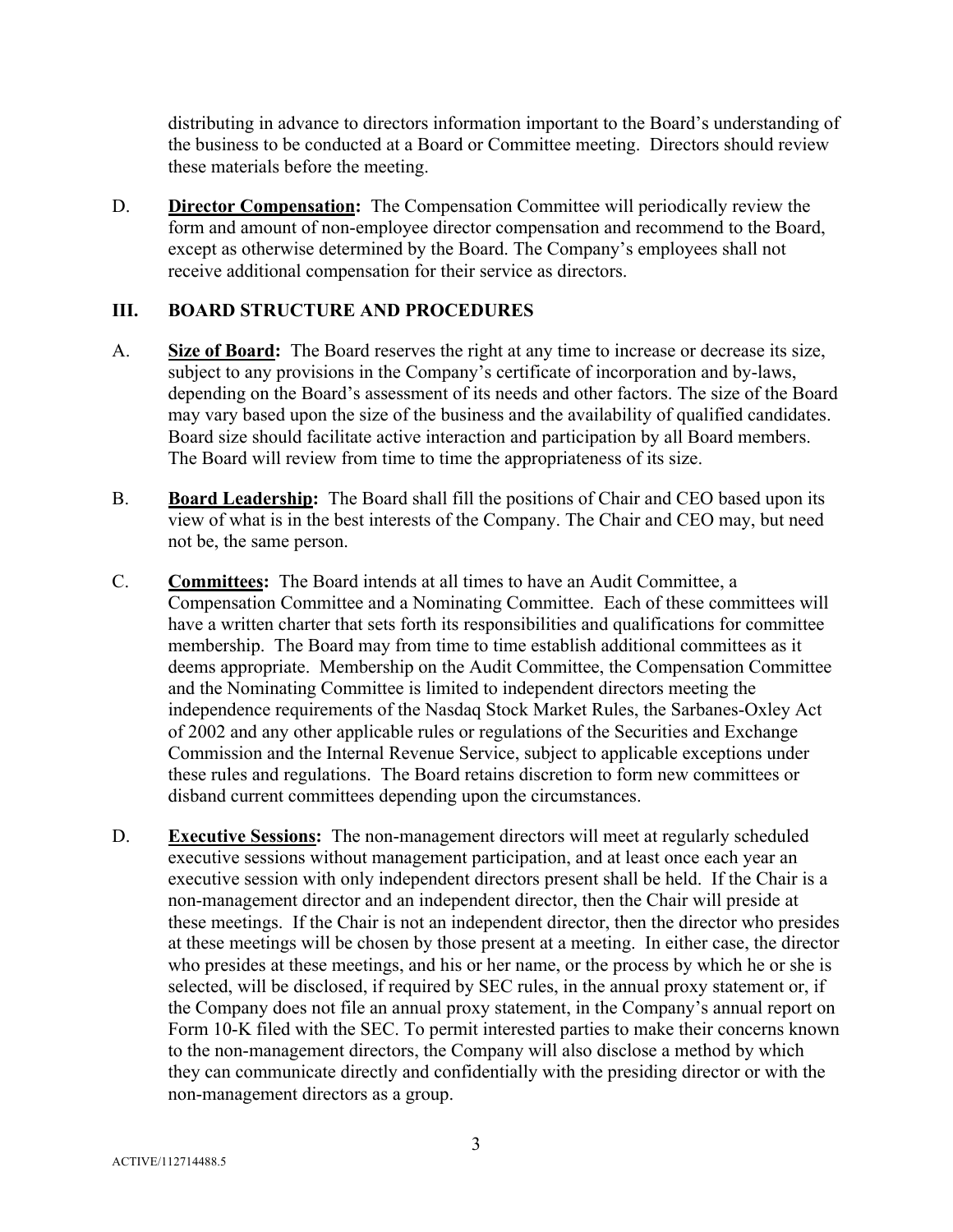distributing in advance to directors information important to the Board's understanding of the business to be conducted at a Board or Committee meeting. Directors should review these materials before the meeting.

D. **Director Compensation:** The Compensation Committee will periodically review the form and amount of non-employee director compensation and recommend to the Board, except as otherwise determined by the Board. The Company's employees shall not receive additional compensation for their service as directors.

## III. BOARD STRUCTURE AND PROCEDURES

A. **Size of Board:** The Board reserves the right at any time to increase or decrease its size, subject to any provisions in the Company's certificate of incorporation and by-laws, depending on the Board's assessment of its needs and other factors. The size of the Board may vary based upon the size of the business and the availability of qualified candidates. Board size should facilitate active interaction and participation by all Board members. The Board will review from time to time the appropriateness of its size.

B. **Board Leadership:** The Board shall fill the positions of Chair and CEO based upon its view of what is in the best interests of the Company. The Chair and CEO may, but need not be, the same person.

C. **Committees:** The Board intends at all times to have an Audit Committee, a Compensation Committee and a Nominating Committee. Each of these committees will have a written charter that sets forth its responsibilities and qualifications for committee membership. The Board may from time to time establish additional committees as it deems appropriate. Membership on the Audit Committee, the Compensation Committee and the Nominating Committee is limited to independent directors meeting the independence requirements of the Nasdaq Stock Market Rules, the Sarbanes-Oxley Act of 2002 and any other applicable rules or regulations of the Securities and Exchange Commission and the Internal Revenue Service, subject to applicable exceptions under these rules and regulations. The Board retains discretion to form new committees or disband current committees depending upon the circumstances.

D. **Executive Sessions:** The non-management directors will meet at regularly scheduled executive sessions without management participation, and at least once each year an executive session with only independent directors present shall be held. If the Chair is a non-management director and an independent director, then the Chair will preside at these meetings. If the Chair is not an independent director, then the director who presides at these meetings will be chosen by those present at a meeting. In either case, the director who presides at these meetings, and his or her name, or the process by which he or she is selected, will be disclosed, if required by SEC rules, in the annual proxy statement or, if the Company does not file an annual proxy statement, in the Company's annual report on Form 10-K filed with the SEC. To permit interested parties to make their concerns known to the non-management directors, the Company will also disclose a method by which they can communicate directly and confidentially with the presiding director or with the non-management directors as a group.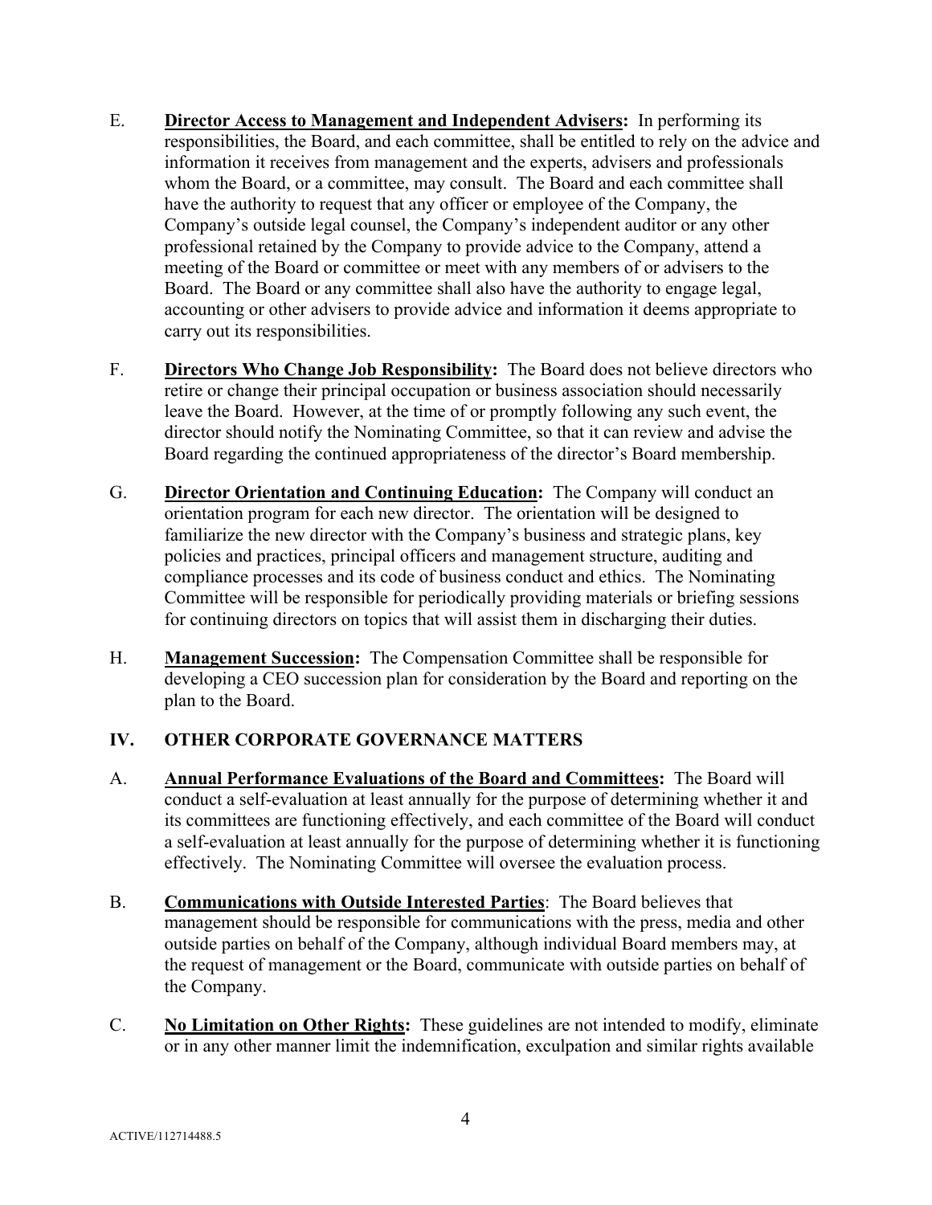E. **Director Access to Management and Independent Advisers:** In performing its responsibilities, the Board, and each committee, shall be entitled to rely on the advice and information it receives from management and the experts, advisers and professionals whom the Board, or a committee, may consult. The Board and each committee shall have the authority to request that any officer or employee of the Company, the Company's outside legal counsel, the Company's independent auditor or any other professional retained by the Company to provide advice to the Company, attend a meeting of the Board or committee or meet with any members of or advisers to the Board. The Board or any committee shall also have the authority to engage legal, accounting or other advisers to provide advice and information it deems appropriate to carry out its responsibilities.

F. **Directors Who Change Job Responsibility:** The Board does not believe directors who retire or change their principal occupation or business association should necessarily leave the Board. However, at the time of or promptly following any such event, the director should notify the Nominating Committee, so that it can review and advise the Board regarding the continued appropriateness of the director's Board membership.

G. **Director Orientation and Continuing Education:** The Company will conduct an orientation program for each new director. The orientation will be designed to familiarize the new director with the Company's business and strategic plans, key policies and practices, principal officers and management structure, auditing and compliance processes and its code of business conduct and ethics. The Nominating Committee will be responsible for periodically providing materials or briefing sessions for continuing directors on topics that will assist them in discharging their duties.

H. **Management Succession:** The Compensation Committee shall be responsible for developing a CEO succession plan for consideration by the Board and reporting on the plan to the Board.

## IV. OTHER CORPORATE GOVERNANCE MATTERS

A. **Annual Performance Evaluations of the Board and Committees:** The Board will conduct a self-evaluation at least annually for the purpose of determining whether it and its committees are functioning effectively, and each committee of the Board will conduct a self-evaluation at least annually for the purpose of determining whether it is functioning effectively. The Nominating Committee will oversee the evaluation process.

B. **Communications with Outside Interested Parties**: The Board believes that management should be responsible for communications with the press, media and other outside parties on behalf of the Company, although individual Board members may, at the request of management or the Board, communicate with outside parties on behalf of the Company.

C. **No Limitation on Other Rights:** These guidelines are not intended to modify, eliminate or in any other manner limit the indemnification, exculpation and similar rights available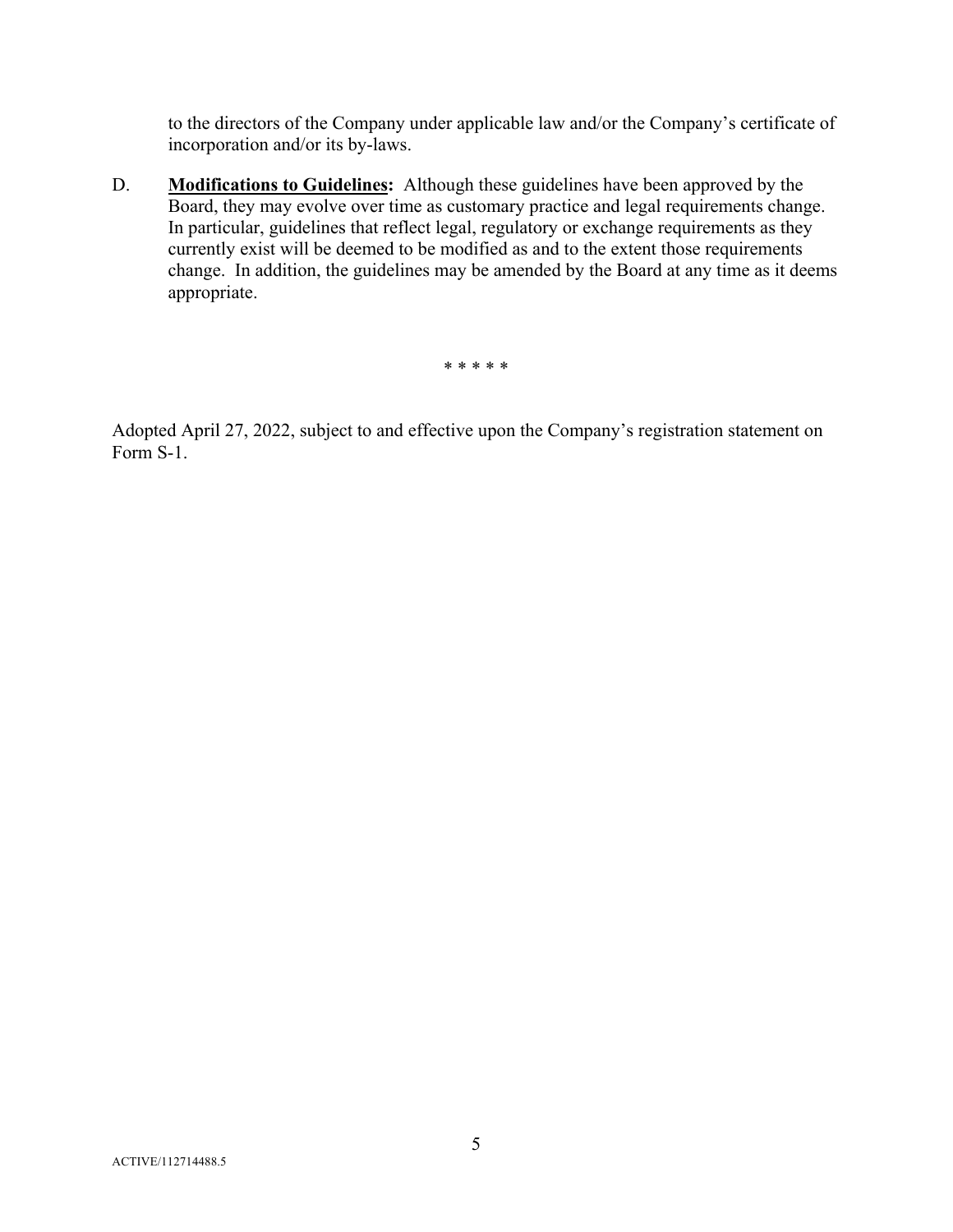to the directors of the Company under applicable law and/or the Company's certificate of incorporation and/or its by-laws.

D. **Modifications to Guidelines:** Although these guidelines have been approved by the Board, they may evolve over time as customary practice and legal requirements change. In particular, guidelines that reflect legal, regulatory or exchange requirements as they currently exist will be deemed to be modified as and to the extent those requirements change. In addition, the guidelines may be amended by the Board at any time as it deems appropriate.

* * * * *

Adopted April 27, 2022, subject to and effective upon the Company's registration statement on Form S-1.

ACTIVE/112714488.5